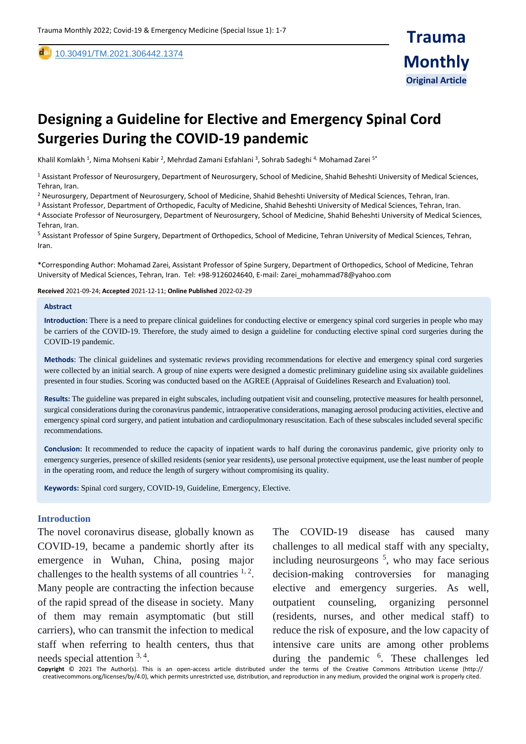10.30491/TM.2021.306442.1374

**Original Article**

# Designing a Guideline for Elective and Emergency Spinal Cord Surgeries During the COVID-19 pandemic

Khalil Komlakh [1], Nima Mohseni Kabir [2], Mehrdad Zamani Esfahlani [3], Sohrab Sadeghi [4], Mohamad Zarei [5*]

[1] Assistant Professor of Neurosurgery, Department of Neurosurgery, School of Medicine, Shahid Beheshti University of Medical Sciences, Tehran, Iran.

[2] Neurosurgery, Department of Neurosurgery, School of Medicine, Shahid Beheshti University of Medical Sciences, Tehran, Iran.

[3] Assistant Professor, Department of Orthopedic, Faculty of Medicine, Shahid Beheshti University of Medical Sciences, Tehran, Iran.

[4] Associate Professor of Neurosurgery, Department of Neurosurgery, School of Medicine, Shahid Beheshti University of Medical Sciences, Tehran, Iran.

[5] Assistant Professor of Spine Surgery, Department of Orthopedics, School of Medicine, Tehran University of Medical Sciences, Tehran, Iran.

*Corresponding Author: Mohamad Zarei, Assistant Professor of Spine Surgery, Department of Orthopedics, School of Medicine, Tehran University of Medical Sciences, Tehran, Iran. Tel: +98-9126024640, E-mail: Zarei_mohammad78@yahoo.com

**Received** 2021-09-24; **Accepted** 2021-12-11; **Online Published** 2022-02-29

## Abstract

**Introduction:** There is a need to prepare clinical guidelines for conducting elective or emergency spinal cord surgeries in people who may be carriers of the COVID-19. Therefore, the study aimed to design a guideline for conducting elective spinal cord surgeries during the COVID-19 pandemic.

**Methods**: The clinical guidelines and systematic reviews providing recommendations for elective and emergency spinal cord surgeries were collected by an initial search. A group of nine experts were designed a domestic preliminary guideline using six available guidelines presented in four studies. Scoring was conducted based on the AGREE (Appraisal of Guidelines Research and Evaluation) tool.

**Results:** The guideline was prepared in eight subscales, including outpatient visit and counseling, protective measures for health personnel, surgical considerations during the coronavirus pandemic, intraoperative considerations, managing aerosol producing activities, elective and emergency spinal cord surgery, and patient intubation and cardiopulmonary resuscitation. Each of these subscales included several specific recommendations.

**Conclusion:** It recommended to reduce the capacity of inpatient wards to half during the coronavirus pandemic, give priority only to emergency surgeries, presence of skilled residents (senior year residents), use personal protective equipment, use the least number of people in the operating room, and reduce the length of surgery without compromising its quality.

**Keywords:** Spinal cord surgery, COVID-19, Guideline, Emergency, Elective.

## Introduction

The novel coronavirus disease, globally known as COVID-19, became a pandemic shortly after its emergence in Wuhan, China, posing major challenges to the health systems of all countries [1, 2]. Many people are contracting the infection because of the rapid spread of the disease in society. Many of them may remain asymptomatic (but still carriers), who can transmit the infection to medical staff when referring to health centers, thus that needs special attention [3, 4].

The COVID-19 disease has caused many challenges to all medical staff with any specialty, including neurosurgeons [5], who may face serious decision-making controversies for managing elective and emergency surgeries. As well, outpatient counseling, organizing personnel (residents, nurses, and other medical staff) to reduce the risk of exposure, and the low capacity of intensive care units are among other problems during the pandemic [6]. These challenges led

**Copyright** © 2021 The Author(s). This is an open-access article distributed under the terms of the Creative Commons Attribution License (http:// creativecommons.org/licenses/by/4.0), which permits unrestricted use, distribution, and reproduction in any medium, provided the original work is properly cited.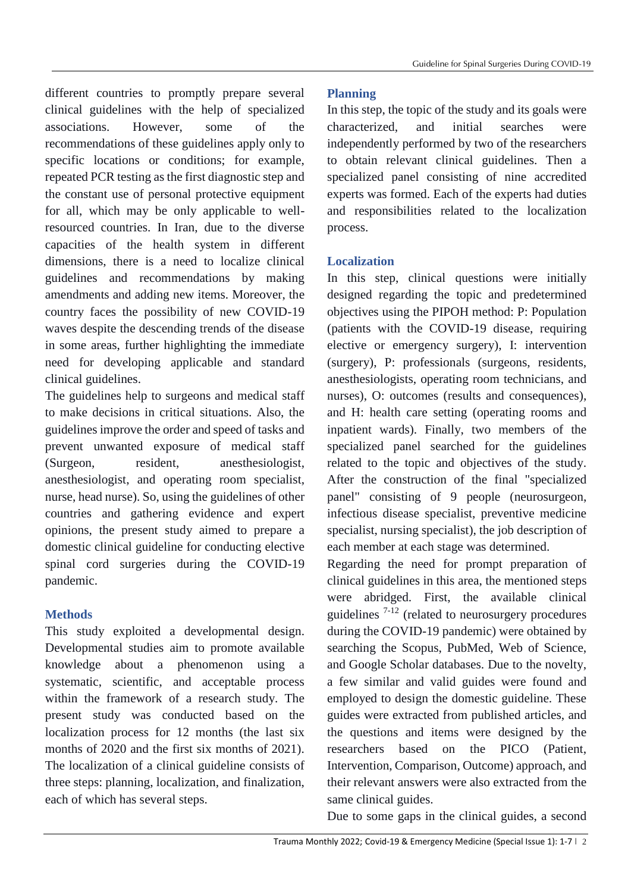different countries to promptly prepare several clinical guidelines with the help of specialized associations. However, some of the recommendations of these guidelines apply only to specific locations or conditions; for example, repeated PCR testing as the first diagnostic step and the constant use of personal protective equipment for all, which may be only applicable to well-resourced countries. In Iran, due to the diverse capacities of the health system in different dimensions, there is a need to localize clinical guidelines and recommendations by making amendments and adding new items. Moreover, the country faces the possibility of new COVID-19 waves despite the descending trends of the disease in some areas, further highlighting the immediate need for developing applicable and standard clinical guidelines.

The guidelines help to surgeons and medical staff to make decisions in critical situations. Also, the guidelines improve the order and speed of tasks and prevent unwanted exposure of medical staff (Surgeon, resident, anesthesiologist, anesthesiologist, and operating room specialist, nurse, head nurse). So, using the guidelines of other countries and gathering evidence and expert opinions, the present study aimed to prepare a domestic clinical guideline for conducting elective spinal cord surgeries during the COVID-19 pandemic.

## Methods

This study exploited a developmental design. Developmental studies aim to promote available knowledge about a phenomenon using a systematic, scientific, and acceptable process within the framework of a research study. The present study was conducted based on the localization process for 12 months (the last six months of 2020 and the first six months of 2021). The localization of a clinical guideline consists of three steps: planning, localization, and finalization, each of which has several steps.

### Planning

In this step, the topic of the study and its goals were characterized, and initial searches were independently performed by two of the researchers to obtain relevant clinical guidelines. Then a specialized panel consisting of nine accredited experts was formed. Each of the experts had duties and responsibilities related to the localization process.

### Localization

In this step, clinical questions were initially designed regarding the topic and predetermined objectives using the PIPOH method: P: Population (patients with the COVID-19 disease, requiring elective or emergency surgery), I: intervention (surgery), P: professionals (surgeons, residents, anesthesiologists, operating room technicians, and nurses), O: outcomes (results and consequences), and H: health care setting (operating rooms and inpatient wards). Finally, two members of the specialized panel searched for the guidelines related to the topic and objectives of the study. After the construction of the final "specialized panel" consisting of 9 people (neurosurgeon, infectious disease specialist, preventive medicine specialist, nursing specialist), the job description of each member at each stage was determined.

Regarding the need for prompt preparation of clinical guidelines in this area, the mentioned steps were abridged. First, the available clinical guidelines [7-12] (related to neurosurgery procedures during the COVID-19 pandemic) were obtained by searching the Scopus, PubMed, Web of Science, and Google Scholar databases. Due to the novelty, a few similar and valid guides were found and employed to design the domestic guideline. These guides were extracted from published articles, and the questions and items were designed by the researchers based on the PICO (Patient, Intervention, Comparison, Outcome) approach, and their relevant answers were also extracted from the same clinical guides.

Due to some gaps in the clinical guides, a second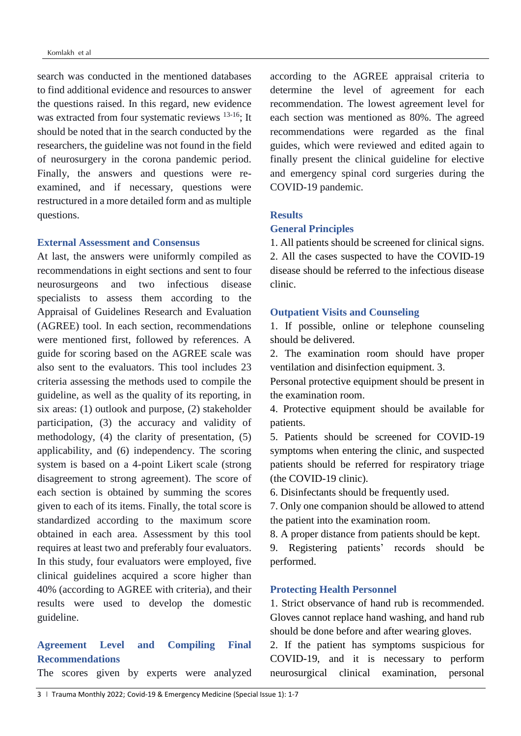search was conducted in the mentioned databases to find additional evidence and resources to answer the questions raised. In this regard, new evidence was extracted from four systematic reviews [13-16]; It should be noted that in the search conducted by the researchers, the guideline was not found in the field of neurosurgery in the corona pandemic period. Finally, the answers and questions were re-examined, and if necessary, questions were restructured in a more detailed form and as multiple questions.

### External Assessment and Consensus

At last, the answers were uniformly compiled as recommendations in eight sections and sent to four neurosurgeons and two infectious disease specialists to assess them according to the Appraisal of Guidelines Research and Evaluation (AGREE) tool. In each section, recommendations were mentioned first, followed by references. A guide for scoring based on the AGREE scale was also sent to the evaluators. This tool includes 23 criteria assessing the methods used to compile the guideline, as well as the quality of its reporting, in six areas: (1) outlook and purpose, (2) stakeholder participation, (3) the accuracy and validity of methodology, (4) the clarity of presentation, (5) applicability, and (6) independency. The scoring system is based on a 4-point Likert scale (strong disagreement to strong agreement). The score of each section is obtained by summing the scores given to each of its items. Finally, the total score is standardized according to the maximum score obtained in each area. Assessment by this tool requires at least two and preferably four evaluators. In this study, four evaluators were employed, five clinical guidelines acquired a score higher than 40% (according to AGREE with criteria), and their results were used to develop the domestic guideline.

### Agreement Level and Compiling Final Recommendations

The scores given by experts were analyzed according to the AGREE appraisal criteria to determine the level of agreement for each recommendation. The lowest agreement level for each section was mentioned as 80%. The agreed recommendations were regarded as the final guides, which were reviewed and edited again to finally present the clinical guideline for elective and emergency spinal cord surgeries during the COVID-19 pandemic.

## Results

### General Principles

1. All patients should be screened for clinical signs.
2. All the cases suspected to have the COVID-19 disease should be referred to the infectious disease clinic.

### Outpatient Visits and Counseling

1. If possible, online or telephone counseling should be delivered.
2. The examination room should have proper ventilation and disinfection equipment.
3. Personal protective equipment should be present in the examination room.
4. Protective equipment should be available for patients.
5. Patients should be screened for COVID-19 symptoms when entering the clinic, and suspected patients should be referred for respiratory triage (the COVID-19 clinic).
6. Disinfectants should be frequently used.
7. Only one companion should be allowed to attend the patient into the examination room.
8. A proper distance from patients should be kept.
9. Registering patients' records should be performed.

### Protecting Health Personnel

1. Strict observance of hand rub is recommended. Gloves cannot replace hand washing, and hand rub should be done before and after wearing gloves.
2. If the patient has symptoms suspicious for COVID-19, and it is necessary to perform neurosurgical clinical examination, personal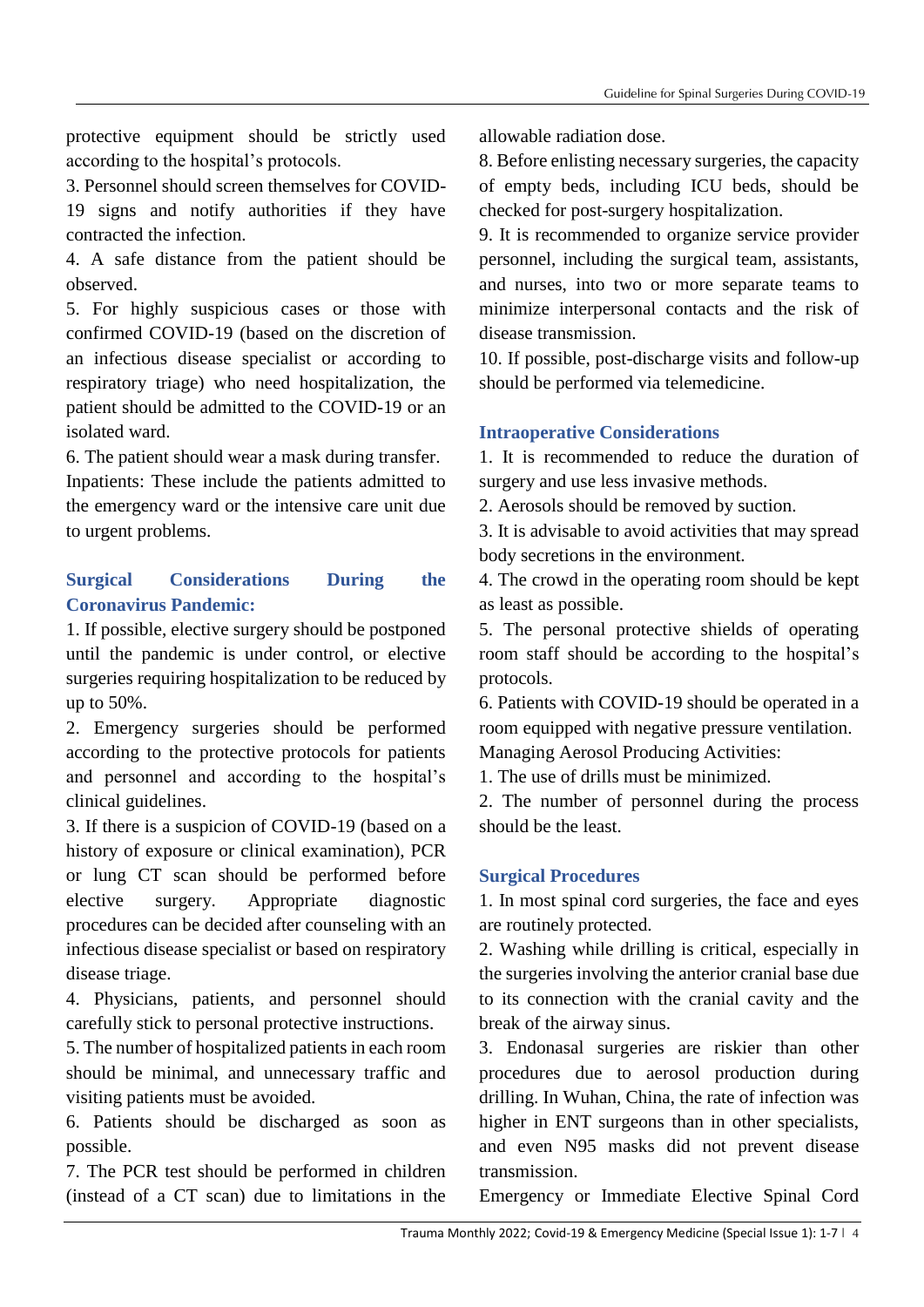protective equipment should be strictly used according to the hospital's protocols.

3. Personnel should screen themselves for COVID-19 signs and notify authorities if they have contracted the infection.

4. A safe distance from the patient should be observed.

5. For highly suspicious cases or those with confirmed COVID-19 (based on the discretion of an infectious disease specialist or according to respiratory triage) who need hospitalization, the patient should be admitted to the COVID-19 or an isolated ward.

6. The patient should wear a mask during transfer.

Inpatients: These include the patients admitted to the emergency ward or the intensive care unit due to urgent problems.

### Surgical Considerations During the Coronavirus Pandemic:

1. If possible, elective surgery should be postponed until the pandemic is under control, or elective surgeries requiring hospitalization to be reduced by up to 50%.

2. Emergency surgeries should be performed according to the protective protocols for patients and personnel and according to the hospital's clinical guidelines.

3. If there is a suspicion of COVID-19 (based on a history of exposure or clinical examination), PCR or lung CT scan should be performed before elective surgery. Appropriate diagnostic procedures can be decided after counseling with an infectious disease specialist or based on respiratory disease triage.

4. Physicians, patients, and personnel should carefully stick to personal protective instructions.

5. The number of hospitalized patients in each room should be minimal, and unnecessary traffic and visiting patients must be avoided.

6. Patients should be discharged as soon as possible.

7. The PCR test should be performed in children (instead of a CT scan) due to limitations in the allowable radiation dose.

8. Before enlisting necessary surgeries, the capacity of empty beds, including ICU beds, should be checked for post-surgery hospitalization.

9. It is recommended to organize service provider personnel, including the surgical team, assistants, and nurses, into two or more separate teams to minimize interpersonal contacts and the risk of disease transmission.

10. If possible, post-discharge visits and follow-up should be performed via telemedicine.

### Intraoperative Considerations

1. It is recommended to reduce the duration of surgery and use less invasive methods.

2. Aerosols should be removed by suction.

3. It is advisable to avoid activities that may spread body secretions in the environment.

4. The crowd in the operating room should be kept as least as possible.

5. The personal protective shields of operating room staff should be according to the hospital's protocols.

6. Patients with COVID-19 should be operated in a room equipped with negative pressure ventilation.

Managing Aerosol Producing Activities:

1. The use of drills must be minimized.

2. The number of personnel during the process should be the least.

### Surgical Procedures

1. In most spinal cord surgeries, the face and eyes are routinely protected.

2. Washing while drilling is critical, especially in the surgeries involving the anterior cranial base due to its connection with the cranial cavity and the break of the airway sinus.

3. Endonasal surgeries are riskier than other procedures due to aerosol production during drilling. In Wuhan, China, the rate of infection was higher in ENT surgeons than in other specialists, and even N95 masks did not prevent disease transmission.

Emergency or Immediate Elective Spinal Cord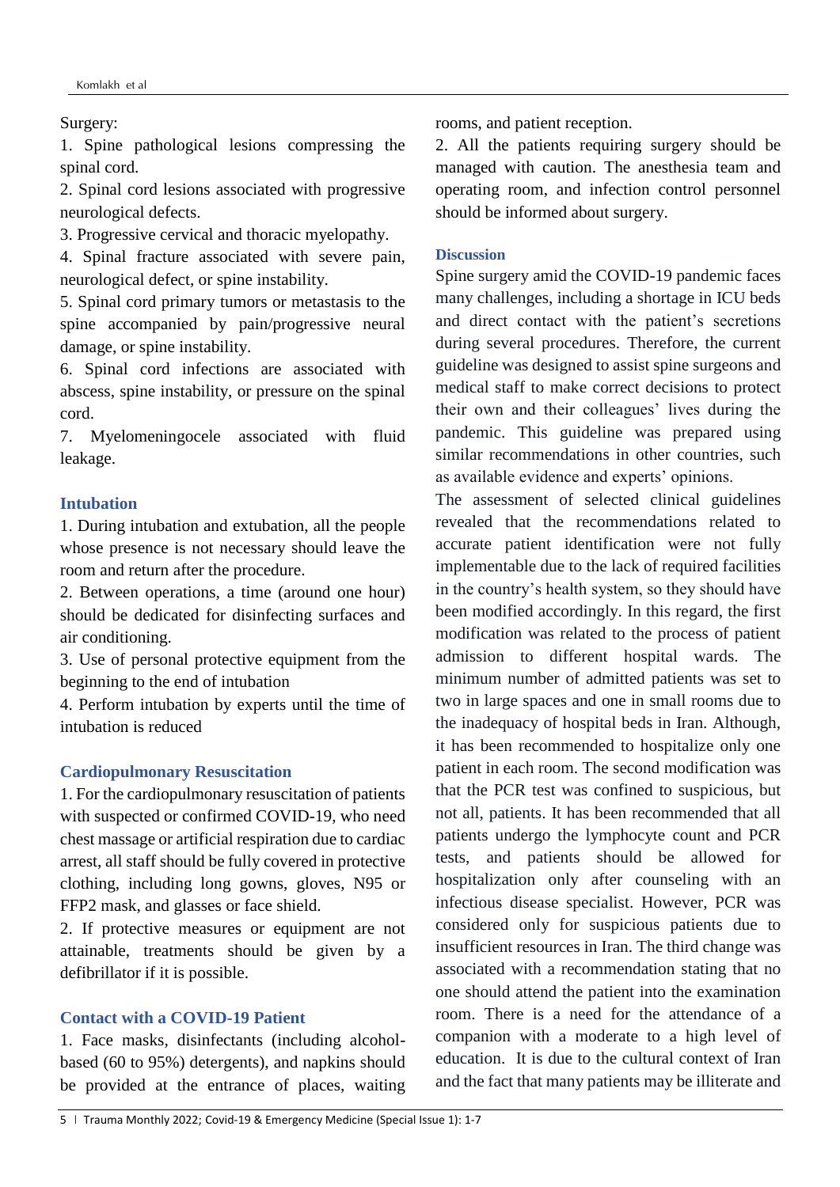Surgery:

1. Spine pathological lesions compressing the spinal cord.
2. Spinal cord lesions associated with progressive neurological defects.
3. Progressive cervical and thoracic myelopathy.
4. Spinal fracture associated with severe pain, neurological defect, or spine instability.
5. Spinal cord primary tumors or metastasis to the spine accompanied by pain/progressive neural damage, or spine instability.
6. Spinal cord infections are associated with abscess, spine instability, or pressure on the spinal cord.
7. Myelomeningocele associated with fluid leakage.

### Intubation

1. During intubation and extubation, all the people whose presence is not necessary should leave the room and return after the procedure.
2. Between operations, a time (around one hour) should be dedicated for disinfecting surfaces and air conditioning.
3. Use of personal protective equipment from the beginning to the end of intubation
4. Perform intubation by experts until the time of intubation is reduced

### Cardiopulmonary Resuscitation

1. For the cardiopulmonary resuscitation of patients with suspected or confirmed COVID-19, who need chest massage or artificial respiration due to cardiac arrest, all staff should be fully covered in protective clothing, including long gowns, gloves, N95 or FFP2 mask, and glasses or face shield.
2. If protective measures or equipment are not attainable, treatments should be given by a defibrillator if it is possible.

### Contact with a COVID-19 Patient

1. Face masks, disinfectants (including alcohol-based (60 to 95%) detergents), and napkins should be provided at the entrance of places, waiting rooms, and patient reception.
2. All the patients requiring surgery should be managed with caution. The anesthesia team and operating room, and infection control personnel should be informed about surgery.

## Discussion

Spine surgery amid the COVID-19 pandemic faces many challenges, including a shortage in ICU beds and direct contact with the patient's secretions during several procedures. Therefore, the current guideline was designed to assist spine surgeons and medical staff to make correct decisions to protect their own and their colleagues' lives during the pandemic. This guideline was prepared using similar recommendations in other countries, such as available evidence and experts' opinions.

The assessment of selected clinical guidelines revealed that the recommendations related to accurate patient identification were not fully implementable due to the lack of required facilities in the country's health system, so they should have been modified accordingly. In this regard, the first modification was related to the process of patient admission to different hospital wards. The minimum number of admitted patients was set to two in large spaces and one in small rooms due to the inadequacy of hospital beds in Iran. Although, it has been recommended to hospitalize only one patient in each room. The second modification was that the PCR test was confined to suspicious, but not all, patients. It has been recommended that all patients undergo the lymphocyte count and PCR tests, and patients should be allowed for hospitalization only after counseling with an infectious disease specialist. However, PCR was considered only for suspicious patients due to insufficient resources in Iran. The third change was associated with a recommendation stating that no one should attend the patient into the examination room. There is a need for the attendance of a companion with a moderate to a high level of education. It is due to the cultural context of Iran and the fact that many patients may be illiterate and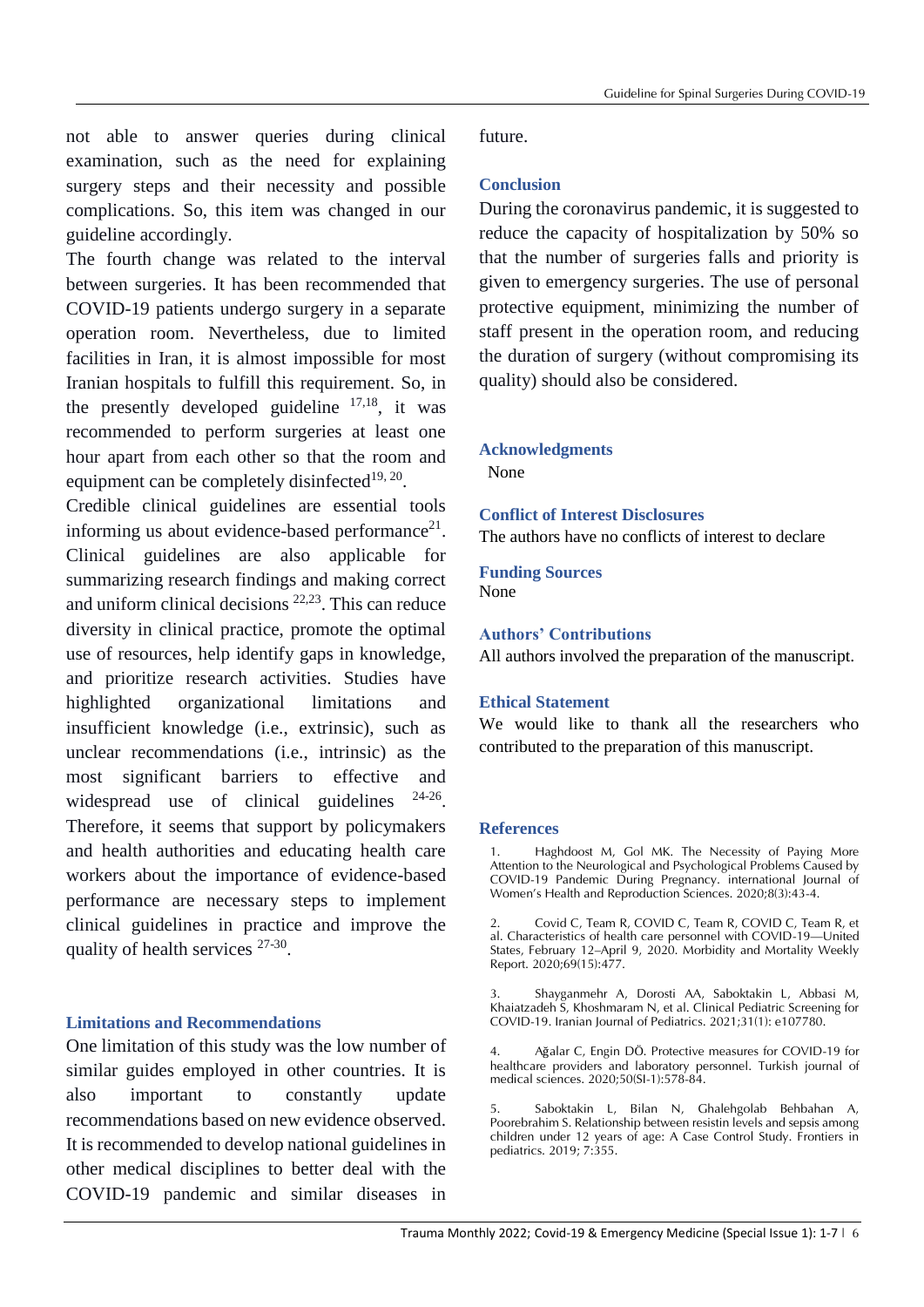not able to answer queries during clinical examination, such as the need for explaining surgery steps and their necessity and possible complications. So, this item was changed in our guideline accordingly.

The fourth change was related to the interval between surgeries. It has been recommended that COVID-19 patients undergo surgery in a separate operation room. Nevertheless, due to limited facilities in Iran, it is almost impossible for most Iranian hospitals to fulfill this requirement. So, in the presently developed guideline [17,18], it was recommended to perform surgeries at least one hour apart from each other so that the room and equipment can be completely disinfected[19, 20].

Credible clinical guidelines are essential tools informing us about evidence-based performance[21]. Clinical guidelines are also applicable for summarizing research findings and making correct and uniform clinical decisions [22,23]. This can reduce diversity in clinical practice, promote the optimal use of resources, help identify gaps in knowledge, and prioritize research activities. Studies have highlighted organizational limitations and insufficient knowledge (i.e., extrinsic), such as unclear recommendations (i.e., intrinsic) as the most significant barriers to effective and widespread use of clinical guidelines [24-26]. Therefore, it seems that support by policymakers and health authorities and educating health care workers about the importance of evidence-based performance are necessary steps to implement clinical guidelines in practice and improve the quality of health services [27-30].

## Limitations and Recommendations

One limitation of this study was the low number of similar guides employed in other countries. It is also important to constantly update recommendations based on new evidence observed. It is recommended to develop national guidelines in other medical disciplines to better deal with the COVID-19 pandemic and similar diseases in future.

## Conclusion

During the coronavirus pandemic, it is suggested to reduce the capacity of hospitalization by 50% so that the number of surgeries falls and priority is given to emergency surgeries. The use of personal protective equipment, minimizing the number of staff present in the operation room, and reducing the duration of surgery (without compromising its quality) should also be considered.

## Acknowledgments

None

## Conflict of Interest Disclosures

The authors have no conflicts of interest to declare

## Funding Sources

None

## Authors' Contributions

All authors involved the preparation of the manuscript.

## Ethical Statement

We would like to thank all the researchers who contributed to the preparation of this manuscript.

## References

1. Haghdoost M, Gol MK. The Necessity of Paying More Attention to the Neurological and Psychological Problems Caused by COVID-19 Pandemic During Pregnancy. international Journal of Women's Health and Reproduction Sciences. 2020;8(3):43-4.

2. Covid C, Team R, COVID C, Team R, COVID C, Team R, et al. Characteristics of health care personnel with COVID-19—United States, February 12–April 9, 2020. Morbidity and Mortality Weekly Report. 2020;69(15):477.

3. Shayganmehr A, Dorosti AA, Saboktakin L, Abbasi M, Khaiatzadeh S, Khoshmaram N, et al. Clinical Pediatric Screening for COVID-19. Iranian Journal of Pediatrics. 2021;31(1): e107780.

4. Ağalar C, Engin DÖ. Protective measures for COVID-19 for healthcare providers and laboratory personnel. Turkish journal of medical sciences. 2020;50(SI-1):578-84.

5. Saboktakin L, Bilan N, Ghalehgolab Behbahan A, Poorebrahim S. Relationship between resistin levels and sepsis among children under 12 years of age: A Case Control Study. Frontiers in pediatrics. 2019; 7:355.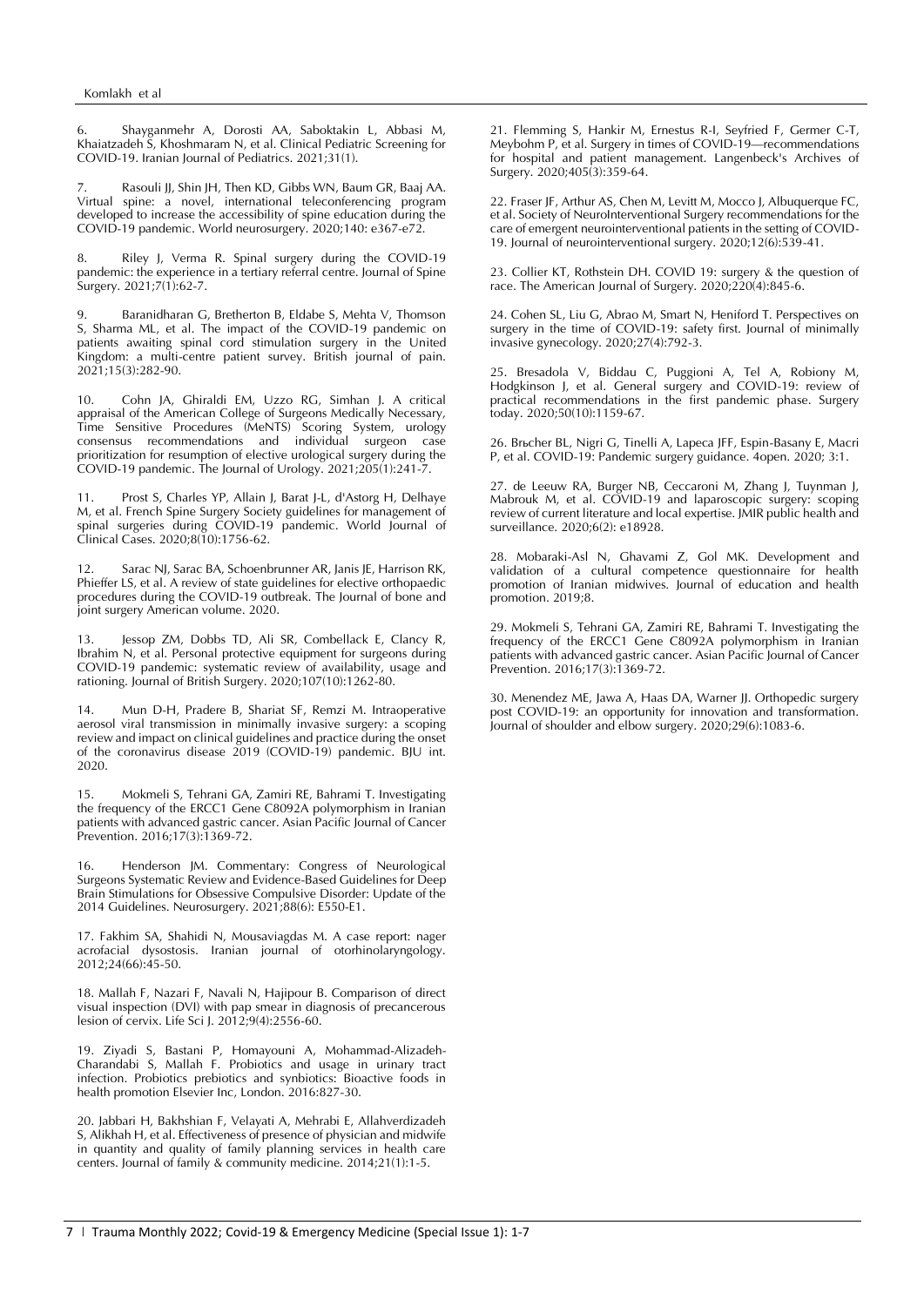6. Shayganmehr A, Dorosti AA, Saboktakin L, Abbasi M, Khaiatzadeh S, Khoshmaram N, et al. Clinical Pediatric Screening for COVID-19. Iranian Journal of Pediatrics. 2021;31(1).

7. Rasouli JJ, Shin JH, Then KD, Gibbs WN, Baum GR, Baaj AA. Virtual spine: a novel, international teleconferencing program developed to increase the accessibility of spine education during the COVID-19 pandemic. World neurosurgery. 2020;140: e367-e72.

8. Riley J, Verma R. Spinal surgery during the COVID-19 pandemic: the experience in a tertiary referral centre. Journal of Spine Surgery. 2021;7(1):62-7.

9. Baranidharan G, Bretherton B, Eldabe S, Mehta V, Thomson S, Sharma ML, et al. The impact of the COVID-19 pandemic on patients awaiting spinal cord stimulation surgery in the United Kingdom: a multi-centre patient survey. British journal of pain. 2021;15(3):282-90.

10. Cohn JA, Ghiraldi EM, Uzzo RG, Simhan J. A critical appraisal of the American College of Surgeons Medically Necessary, Time Sensitive Procedures (MeNTS) Scoring System, urology consensus recommendations and individual surgeon case prioritization for resumption of elective urological surgery during the COVID-19 pandemic. The Journal of Urology. 2021;205(1):241-7.

11. Prost S, Charles YP, Allain J, Barat J-L, d'Astorg H, Delhaye M, et al. French Spine Surgery Society guidelines for management of spinal surgeries during COVID-19 pandemic. World Journal of Clinical Cases. 2020;8(10):1756-62.

12. Sarac NJ, Sarac BA, Schoenbrunner AR, Janis JE, Harrison RK, Phieffer LS, et al. A review of state guidelines for elective orthopaedic procedures during the COVID-19 outbreak. The Journal of bone and joint surgery American volume. 2020.

13. Jessop ZM, Dobbs TD, Ali SR, Combellack E, Clancy R, Ibrahim N, et al. Personal protective equipment for surgeons during COVID-19 pandemic: systematic review of availability, usage and rationing. Journal of British Surgery. 2020;107(10):1262-80.

14. Mun D-H, Pradere B, Shariat SF, Remzi M. Intraoperative aerosol viral transmission in minimally invasive surgery: a scoping review and impact on clinical guidelines and practice during the onset of the coronavirus disease 2019 (COVID-19) pandemic. BJU int. 2020.

15. Mokmeli S, Tehrani GA, Zamiri RE, Bahrami T. Investigating the frequency of the ERCC1 Gene C8092A polymorphism in Iranian patients with advanced gastric cancer. Asian Pacific Journal of Cancer Prevention. 2016;17(3):1369-72.

16. Henderson JM. Commentary: Congress of Neurological Surgeons Systematic Review and Evidence-Based Guidelines for Deep Brain Stimulations for Obsessive Compulsive Disorder: Update of the 2014 Guidelines. Neurosurgery. 2021;88(6): E550-E1.

17. Fakhim SA, Shahidi N, Mousaviagdas M. A case report: nager acrofacial dysostosis. Iranian journal of otorhinolaryngology. 2012;24(66):45-50.

18. Mallah F, Nazari F, Navali N, Hajipour B. Comparison of direct visual inspection (DVI) with pap smear in diagnosis of precancerous lesion of cervix. Life Sci J. 2012;9(4):2556-60.

19. Ziyadi S, Bastani P, Homayouni A, Mohammad-Alizadeh-Charandabi S, Mallah F. Probiotics and usage in urinary tract infection. Probiotics prebiotics and synbiotics: Bioactive foods in health promotion Elsevier Inc, London. 2016:827-30.

20. Jabbari H, Bakhshian F, Velayati A, Mehrabi E, Allahverdizadeh S, Alikhah H, et al. Effectiveness of presence of physician and midwife in quantity and quality of family planning services in health care centers. Journal of family & community medicine. 2014;21(1):1-5.

21. Flemming S, Hankir M, Ernestus R-I, Seyfried F, Germer C-T, Meybohm P, et al. Surgery in times of COVID-19—recommendations for hospital and patient management. Langenbeck's Archives of Surgery. 2020;405(3):359-64.

22. Fraser JF, Arthur AS, Chen M, Levitt M, Mocco J, Albuquerque FC, et al. Society of NeuroInterventional Surgery recommendations for the care of emergent neurointerventional patients in the setting of COVID-19. Journal of neurointerventional surgery. 2020;12(6):539-41.

23. Collier KT, Rothstein DH. COVID 19: surgery & the question of race. The American Journal of Surgery. 2020;220(4):845-6.

24. Cohen SL, Liu G, Abrao M, Smart N, Heniford T. Perspectives on surgery in the time of COVID-19: safety first. Journal of minimally invasive gynecology. 2020;27(4):792-3.

25. Bresadola V, Biddau C, Puggioni A, Tel A, Robiony M, Hodgkinson J, et al. General surgery and COVID-19: review of practical recommendations in the first pandemic phase. Surgery today. 2020;50(10):1159-67.

26. Brьcher BL, Nigri G, Tinelli A, Lapeca JFF, Espin-Basany E, Macri P, et al. COVID-19: Pandemic surgery guidance. 4open. 2020; 3:1.

27. de Leeuw RA, Burger NB, Ceccaroni M, Zhang J, Tuynman J, Mabrouk M, et al. COVID-19 and laparoscopic surgery: scoping review of current literature and local expertise. JMIR public health and surveillance. 2020;6(2): e18928.

28. Mobaraki-Asl N, Ghavami Z, Gol MK. Development and validation of a cultural competence questionnaire for health promotion of Iranian midwives. Journal of education and health promotion. 2019;8.

29. Mokmeli S, Tehrani GA, Zamiri RE, Bahrami T. Investigating the frequency of the ERCC1 Gene C8092A polymorphism in Iranian patients with advanced gastric cancer. Asian Pacific Journal of Cancer Prevention. 2016;17(3):1369-72.

30. Menendez ME, Jawa A, Haas DA, Warner JJ. Orthopedic surgery post COVID-19: an opportunity for innovation and transformation. Journal of shoulder and elbow surgery. 2020;29(6):1083-6.